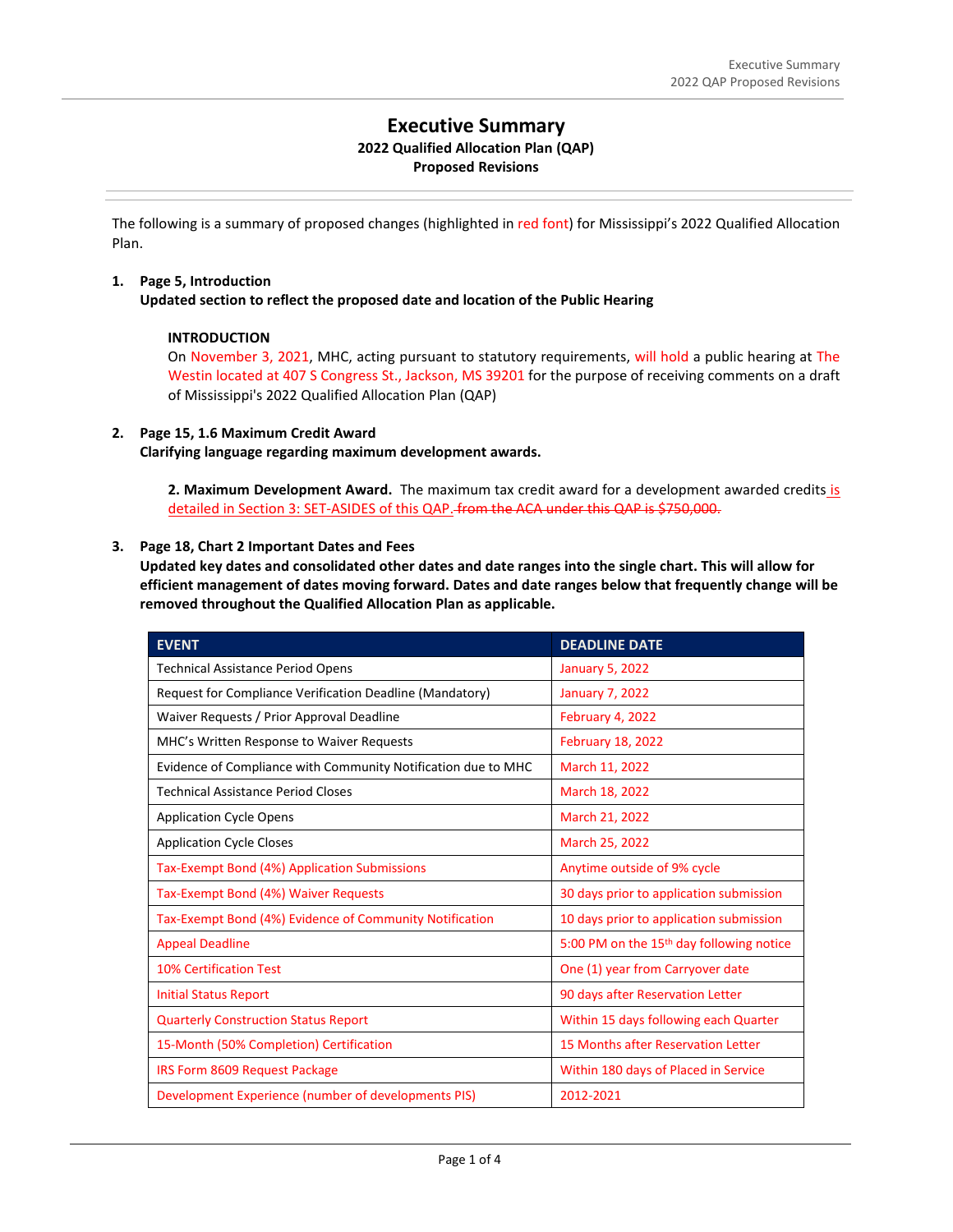# Executive Summary

**2022 Qualified Allocation Plan (QAP)**
**Proposed Revisions**

The following is a summary of proposed changes (highlighted in red font) for Mississippi's 2022 Qualified Allocation Plan.

**1. Page 5, Introduction**
**Updated section to reflect the proposed date and location of the Public Hearing**

> **INTRODUCTION**
> On November 3, 2021, MHC, acting pursuant to statutory requirements, will hold a public hearing at The Westin located at 407 S Congress St., Jackson, MS 39201 for the purpose of receiving comments on a draft of Mississippi's 2022 Qualified Allocation Plan (QAP)

**2. Page 15, 1.6 Maximum Credit Award**
**Clarifying language regarding maximum development awards.**

> **2. Maximum Development Award.** The maximum tax credit award for a development awarded credits is detailed in Section 3: SET-ASIDES of this QAP. ~~from the ACA under this QAP is $750,000.~~

**3. Page 18, Chart 2 Important Dates and Fees**
**Updated key dates and consolidated other dates and date ranges into the single chart. This will allow for efficient management of dates moving forward. Dates and date ranges below that frequently change will be removed throughout the Qualified Allocation Plan as applicable.**

| EVENT | DEADLINE DATE |
|---|---|
| Technical Assistance Period Opens | January 5, 2022 |
| Request for Compliance Verification Deadline (Mandatory) | January 7, 2022 |
| Waiver Requests / Prior Approval Deadline | February 4, 2022 |
| MHC's Written Response to Waiver Requests | February 18, 2022 |
| Evidence of Compliance with Community Notification due to MHC | March 11, 2022 |
| Technical Assistance Period Closes | March 18, 2022 |
| Application Cycle Opens | March 21, 2022 |
| Application Cycle Closes | March 25, 2022 |
| Tax-Exempt Bond (4%) Application Submissions | Anytime outside of 9% cycle |
| Tax-Exempt Bond (4%) Waiver Requests | 30 days prior to application submission |
| Tax-Exempt Bond (4%) Evidence of Community Notification | 10 days prior to application submission |
| Appeal Deadline | 5:00 PM on the 15th day following notice |
| 10% Certification Test | One (1) year from Carryover date |
| Initial Status Report | 90 days after Reservation Letter |
| Quarterly Construction Status Report | Within 15 days following each Quarter |
| 15-Month (50% Completion) Certification | 15 Months after Reservation Letter |
| IRS Form 8609 Request Package | Within 180 days of Placed in Service |
| Development Experience (number of developments PIS) | 2012-2021 |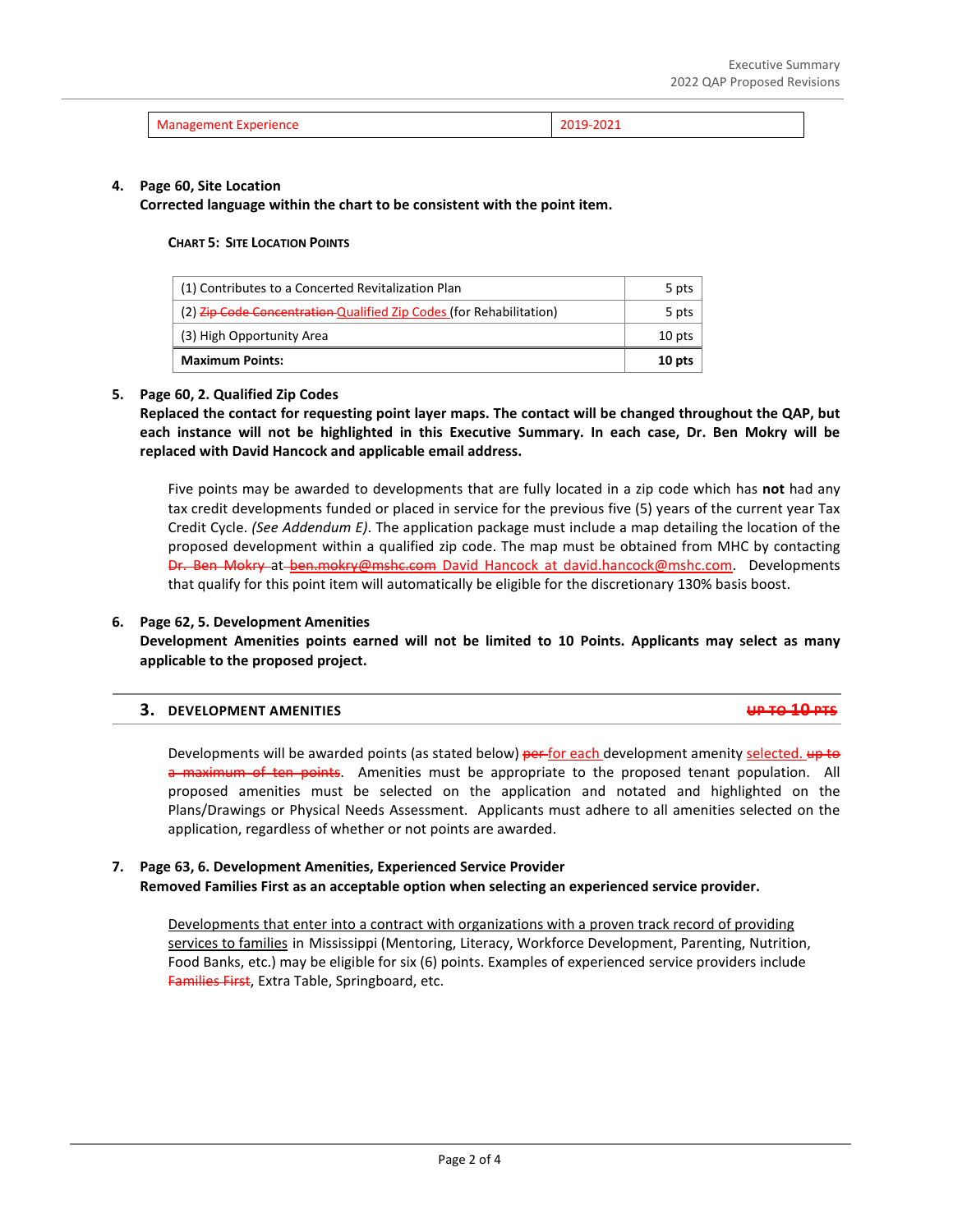| Management Experience | 2019-2021 |
|---|---|

4. **Page 60, Site Location**
**Corrected language within the chart to be consistent with the point item.**

**CHART 5: SITE LOCATION POINTS**

| (1) Contributes to a Concerted Revitalization Plan | 5 pts |
|---|---|
| (2) ~~Zip Code Concentration~~ Qualified Zip Codes (for Rehabilitation) | 5 pts |
| (3) High Opportunity Area | 10 pts |
| **Maximum Points:** | **10 pts** |

5. **Page 60, 2. Qualified Zip Codes**
**Replaced the contact for requesting point layer maps. The contact will be changed throughout the QAP, but each instance will not be highlighted in this Executive Summary. In each case, Dr. Ben Mokry will be replaced with David Hancock and applicable email address.**

Five points may be awarded to developments that are fully located in a zip code which has **not** had any tax credit developments funded or placed in service for the previous five (5) years of the current year Tax Credit Cycle. *(See Addendum E)*. The application package must include a map detailing the location of the proposed development within a qualified zip code. The map must be obtained from MHC by contacting ~~Dr. Ben Mokry~~ at ~~ben.mokry@mshc.com~~ David Hancock at david.hancock@mshc.com. Developments that qualify for this point item will automatically be eligible for the discretionary 130% basis boost.

6. **Page 62, 5. Development Amenities**
**Development Amenities points earned will not be limited to 10 Points. Applicants may select as many applicable to the proposed project.**

**3. DEVELOPMENT AMENITIES** ~~UP TO 10 PTS~~

Developments will be awarded points (as stated below) ~~per~~ for each development amenity selected. ~~up to a maximum of ten points~~. Amenities must be appropriate to the proposed tenant population. All proposed amenities must be selected on the application and notated and highlighted on the Plans/Drawings or Physical Needs Assessment. Applicants must adhere to all amenities selected on the application, regardless of whether or not points are awarded.

7. **Page 63, 6. Development Amenities, Experienced Service Provider**
**Removed Families First as an acceptable option when selecting an experienced service provider.**

Developments that enter into a contract with organizations with a proven track record of providing services to families in Mississippi (Mentoring, Literacy, Workforce Development, Parenting, Nutrition, Food Banks, etc.) may be eligible for six (6) points. Examples of experienced service providers include ~~Families First~~, Extra Table, Springboard, etc.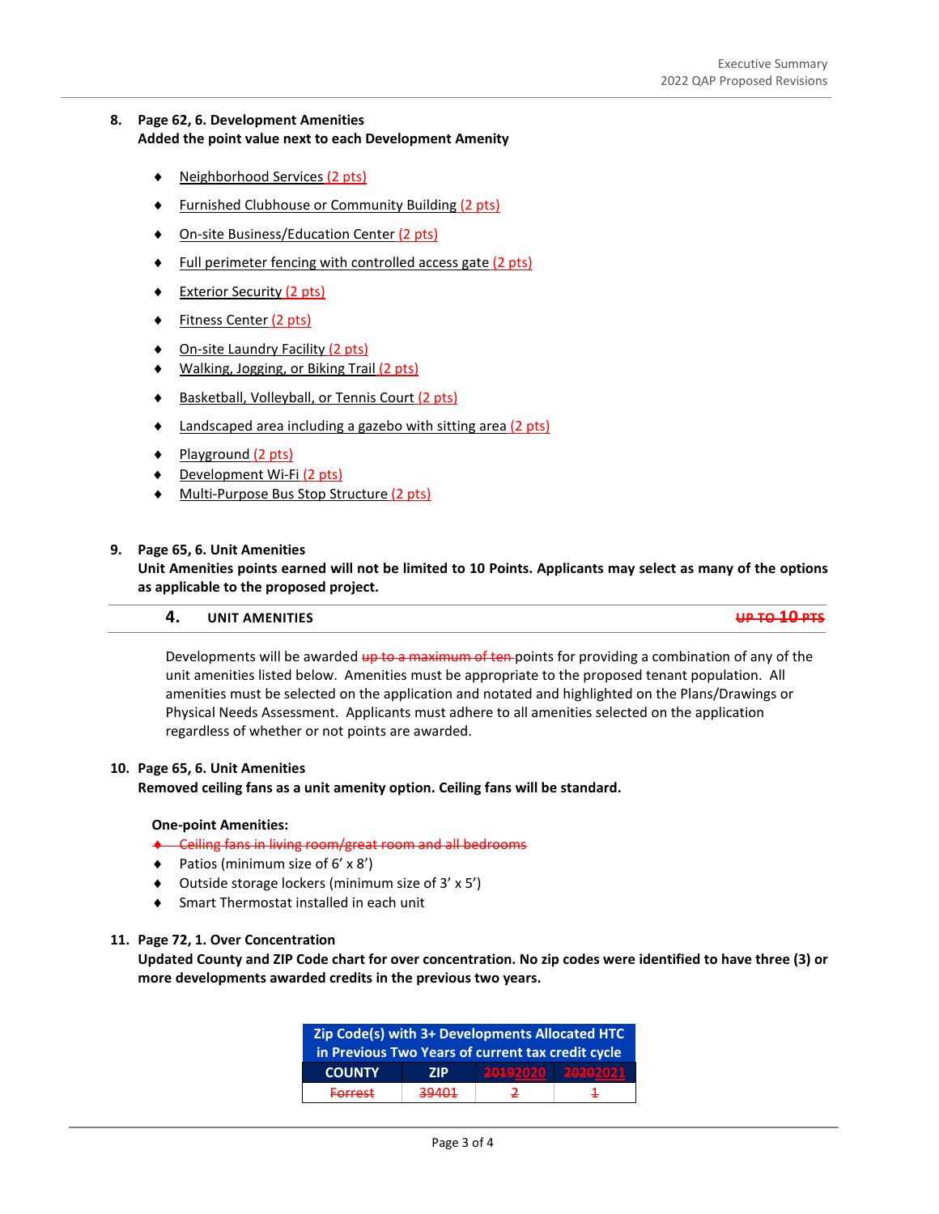8. **Page 62, 6. Development Amenities**
   **Added the point value next to each Development Amenity**

   - Neighborhood Services (2 pts)
   - Furnished Clubhouse or Community Building (2 pts)
   - On-site Business/Education Center (2 pts)
   - Full perimeter fencing with controlled access gate (2 pts)
   - Exterior Security (2 pts)
   - Fitness Center (2 pts)
   - On-site Laundry Facility (2 pts)
   - Walking, Jogging, or Biking Trail (2 pts)
   - Basketball, Volleyball, or Tennis Court (2 pts)
   - Landscaped area including a gazebo with sitting area (2 pts)
   - Playground (2 pts)
   - Development Wi-Fi (2 pts)
   - Multi-Purpose Bus Stop Structure (2 pts)

9. **Page 65, 6. Unit Amenities**
   **Unit Amenities points earned will not be limited to 10 Points. Applicants may select as many of the options as applicable to the proposed project.**

   **4. UNIT AMENITIES** ~~UP TO 10 PTS~~

   Developments will be awarded ~~up to a maximum of ten~~ points for providing a combination of any of the unit amenities listed below. Amenities must be appropriate to the proposed tenant population. All amenities must be selected on the application and notated and highlighted on the Plans/Drawings or Physical Needs Assessment. Applicants must adhere to all amenities selected on the application regardless of whether or not points are awarded.

10. **Page 65, 6. Unit Amenities**
    **Removed ceiling fans as a unit amenity option. Ceiling fans will be standard.**

    **One-point Amenities:**
    - ~~Ceiling fans in living room/great room and all bedrooms~~
    - Patios (minimum size of 6' x 8')
    - Outside storage lockers (minimum size of 3' x 5')
    - Smart Thermostat installed in each unit

11. **Page 72, 1. Over Concentration**
    **Updated County and ZIP Code chart for over concentration. No zip codes were identified to have three (3) or more developments awarded credits in the previous two years.**

| Zip Code(s) with 3+ Developments Allocated HTC in Previous Two Years of current tax credit cycle | | | |
|---|---|---|---|
| COUNTY | ZIP | ~~2019~~2020 | ~~2020~~2021 |
| ~~Forrest~~ | ~~39401~~ | ~~2~~ | ~~1~~ |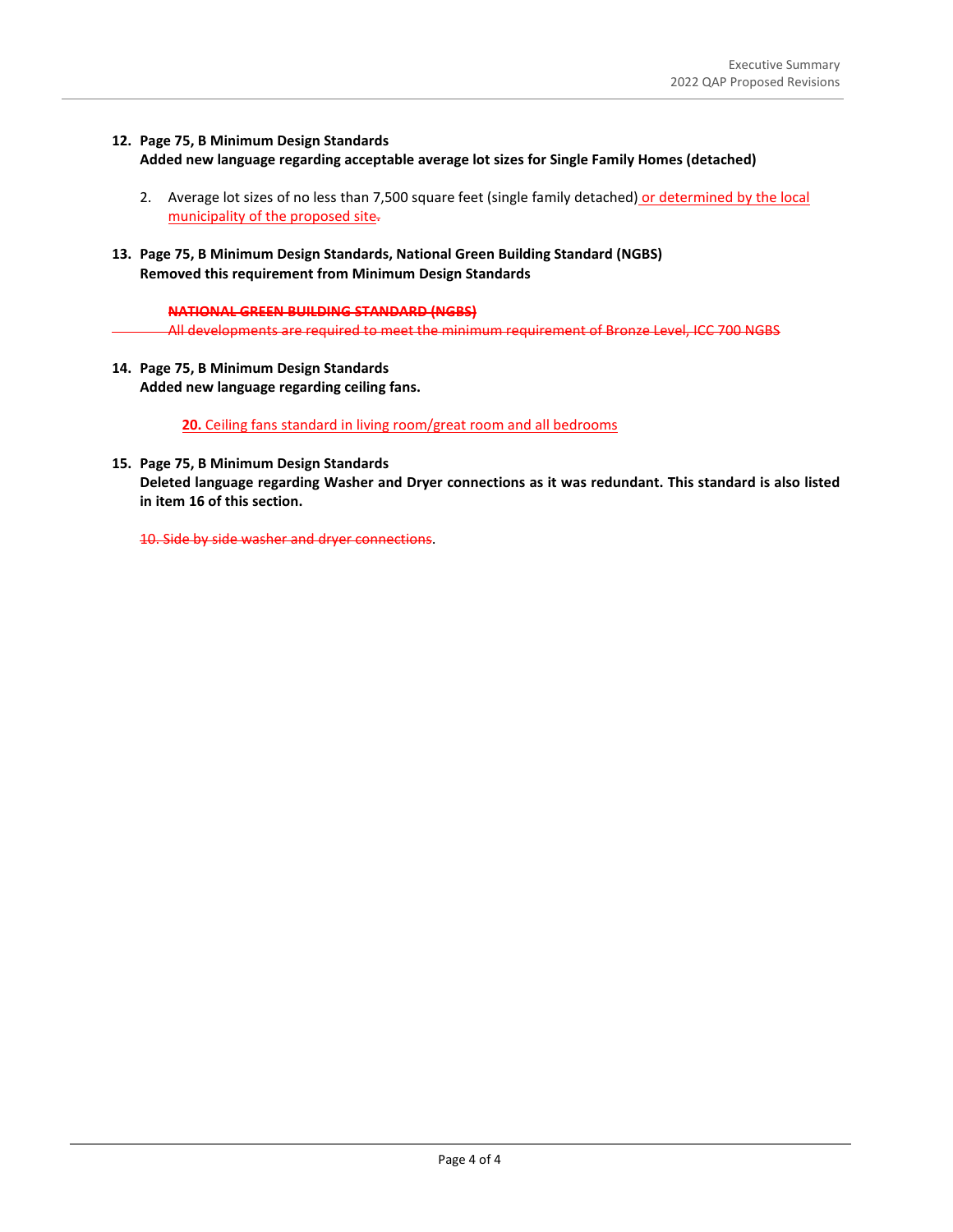12. **Page 75, B Minimum Design Standards**
    **Added new language regarding acceptable average lot sizes for Single Family Homes (detached)**

    2. Average lot sizes of no less than 7,500 square feet (single family detached) or determined by the local municipality of the proposed site.

13. **Page 75, B Minimum Design Standards, National Green Building Standard (NGBS)**
    **Removed this requirement from Minimum Design Standards**

    ~~**NATIONAL GREEN BUILDING STANDARD (NGBS)**~~
    ~~All developments are required to meet the minimum requirement of Bronze Level, ICC 700 NGBS~~

14. **Page 75, B Minimum Design Standards**
    **Added new language regarding ceiling fans.**

    **20.** Ceiling fans standard in living room/great room and all bedrooms

15. **Page 75, B Minimum Design Standards**
    **Deleted language regarding Washer and Dryer connections as it was redundant. This standard is also listed in item 16 of this section.**

    ~~10. Side by side washer and dryer connections~~.